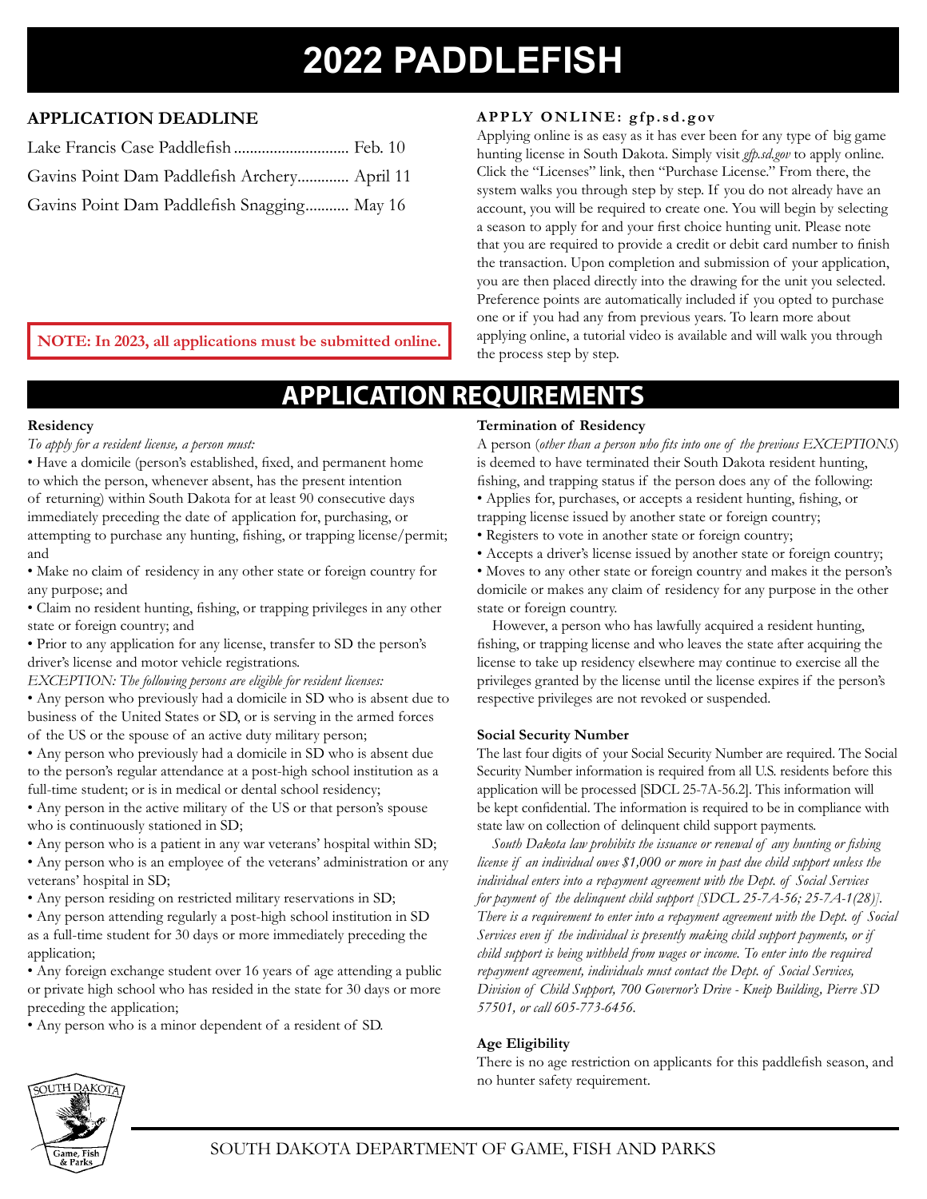# 2022 PADDLEFISH

## APPLICATION DEADLINE

Lake Francis Case Paddlefish ............................ Feb. 10

Gavins Point Dam Paddlefish Archery............. April 11

Gavins Point Dam Paddlefish Snagging........... May 16

**NOTE: In 2023, all applications must be submitted online.**

### APPLY ONLINE: gfp.sd.gov

Applying online is as easy as it has ever been for any type of big game hunting license in South Dakota. Simply visit *gfp.sd.gov* to apply online. Click the "Licenses" link, then "Purchase License." From there, the system walks you through step by step. If you do not already have an account, you will be required to create one. You will begin by selecting a season to apply for and your first choice hunting unit. Please note that you are required to provide a credit or debit card number to finish the transaction. Upon completion and submission of your application, you are then placed directly into the drawing for the unit you selected. Preference points are automatically included if you opted to purchase one or if you had any from previous years. To learn more about applying online, a tutorial video is available and will walk you through the process step by step.

## APPLICATION REQUIREMENTS

### Residency

*To apply for a resident license, a person must:*

- Have a domicile (person's established, fixed, and permanent home to which the person, whenever absent, has the present intention of returning) within South Dakota for at least 90 consecutive days immediately preceding the date of application for, purchasing, or attempting to purchase any hunting, fishing, or trapping license/permit; and
- Make no claim of residency in any other state or foreign country for any purpose; and
- Claim no resident hunting, fishing, or trapping privileges in any other state or foreign country; and
- Prior to any application for any license, transfer to SD the person's driver's license and motor vehicle registrations.

*EXCEPTION: The following persons are eligible for resident licenses:*

- Any person who previously had a domicile in SD who is absent due to business of the United States or SD, or is serving in the armed forces of the US or the spouse of an active duty military person;
- Any person who previously had a domicile in SD who is absent due to the person's regular attendance at a post-high school institution as a full-time student; or is in medical or dental school residency;
- Any person in the active military of the US or that person's spouse who is continuously stationed in SD;
- Any person who is a patient in any war veterans' hospital within SD;
- Any person who is an employee of the veterans' administration or any veterans' hospital in SD;
- Any person residing on restricted military reservations in SD;
- Any person attending regularly a post-high school institution in SD as a full-time student for 30 days or more immediately preceding the application;
- Any foreign exchange student over 16 years of age attending a public or private high school who has resided in the state for 30 days or more preceding the application;
- Any person who is a minor dependent of a resident of SD.

### Termination of Residency

A person (*other than a person who fits into one of the previous EXCEPTIONS*) is deemed to have terminated their South Dakota resident hunting, fishing, and trapping status if the person does any of the following:

- Applies for, purchases, or accepts a resident hunting, fishing, or trapping license issued by another state or foreign country;
- Registers to vote in another state or foreign country;
- Accepts a driver's license issued by another state or foreign country;
- Moves to any other state or foreign country and makes it the person's domicile or makes any claim of residency for any purpose in the other state or foreign country.

However, a person who has lawfully acquired a resident hunting, fishing, or trapping license and who leaves the state after acquiring the license to take up residency elsewhere may continue to exercise all the privileges granted by the license until the license expires if the person's respective privileges are not revoked or suspended.

### Social Security Number

The last four digits of your Social Security Number are required. The Social Security Number information is required from all U.S. residents before this application will be processed [SDCL 25-7A-56.2]. This information will be kept confidential. The information is required to be in compliance with state law on collection of delinquent child support payments.

*South Dakota law prohibits the issuance or renewal of any hunting or fishing license if an individual owes $1,000 or more in past due child support unless the individual enters into a repayment agreement with the Dept. of Social Services for payment of the delinquent child support [SDCL 25-7A-56; 25-7A-1(28)]. There is a requirement to enter into a repayment agreement with the Dept. of Social Services even if the individual is presently making child support payments, or if child support is being withheld from wages or income. To enter into the required repayment agreement, individuals must contact the Dept. of Social Services, Division of Child Support, 700 Governor's Drive - Kneip Building, Pierre SD 57501, or call 605-773-6456.*

### Age Eligibility

There is no age restriction on applicants for this paddlefish season, and no hunter safety requirement.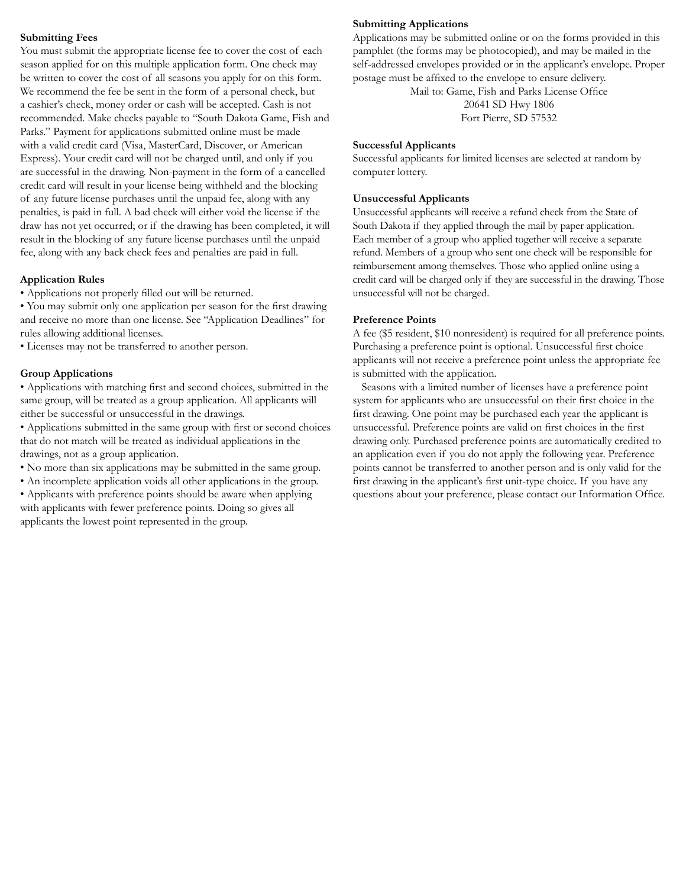### Submitting Fees

You must submit the appropriate license fee to cover the cost of each season applied for on this multiple application form. One check may be written to cover the cost of all seasons you apply for on this form. We recommend the fee be sent in the form of a personal check, but a cashier's check, money order or cash will be accepted. Cash is not recommended. Make checks payable to "South Dakota Game, Fish and Parks." Payment for applications submitted online must be made with a valid credit card (Visa, MasterCard, Discover, or American Express). Your credit card will not be charged until, and only if you are successful in the drawing. Non-payment in the form of a cancelled credit card will result in your license being withheld and the blocking of any future license purchases until the unpaid fee, along with any penalties, is paid in full. A bad check will either void the license if the draw has not yet occurred; or if the drawing has been completed, it will result in the blocking of any future license purchases until the unpaid fee, along with any back check fees and penalties are paid in full.

### Application Rules

- Applications not properly filled out will be returned.
- You may submit only one application per season for the first drawing and receive no more than one license. See "Application Deadlines" for rules allowing additional licenses.
- Licenses may not be transferred to another person.

### Group Applications

- Applications with matching first and second choices, submitted in the same group, will be treated as a group application. All applicants will either be successful or unsuccessful in the drawings.
- Applications submitted in the same group with first or second choices that do not match will be treated as individual applications in the drawings, not as a group application.
- No more than six applications may be submitted in the same group.
- An incomplete application voids all other applications in the group.
- Applicants with preference points should be aware when applying with applicants with fewer preference points. Doing so gives all applicants the lowest point represented in the group.

### Submitting Applications

Applications may be submitted online or on the forms provided in this pamphlet (the forms may be photocopied), and may be mailed in the self-addressed envelopes provided or in the applicant's envelope. Proper postage must be affixed to the envelope to ensure delivery.

Mail to: Game, Fish and Parks License Office
20641 SD Hwy 1806
Fort Pierre, SD 57532

### Successful Applicants

Successful applicants for limited licenses are selected at random by computer lottery.

### Unsuccessful Applicants

Unsuccessful applicants will receive a refund check from the State of South Dakota if they applied through the mail by paper application. Each member of a group who applied together will receive a separate refund. Members of a group who sent one check will be responsible for reimbursement among themselves. Those who applied online using a credit card will be charged only if they are successful in the drawing. Those unsuccessful will not be charged.

### Preference Points

A fee ($5 resident, $10 nonresident) is required for all preference points. Purchasing a preference point is optional. Unsuccessful first choice applicants will not receive a preference point unless the appropriate fee is submitted with the application.

Seasons with a limited number of licenses have a preference point system for applicants who are unsuccessful on their first choice in the first drawing. One point may be purchased each year the applicant is unsuccessful. Preference points are valid on first choices in the first drawing only. Purchased preference points are automatically credited to an application even if you do not apply the following year. Preference points cannot be transferred to another person and is only valid for the first drawing in the applicant's first unit-type choice. If you have any questions about your preference, please contact our Information Office.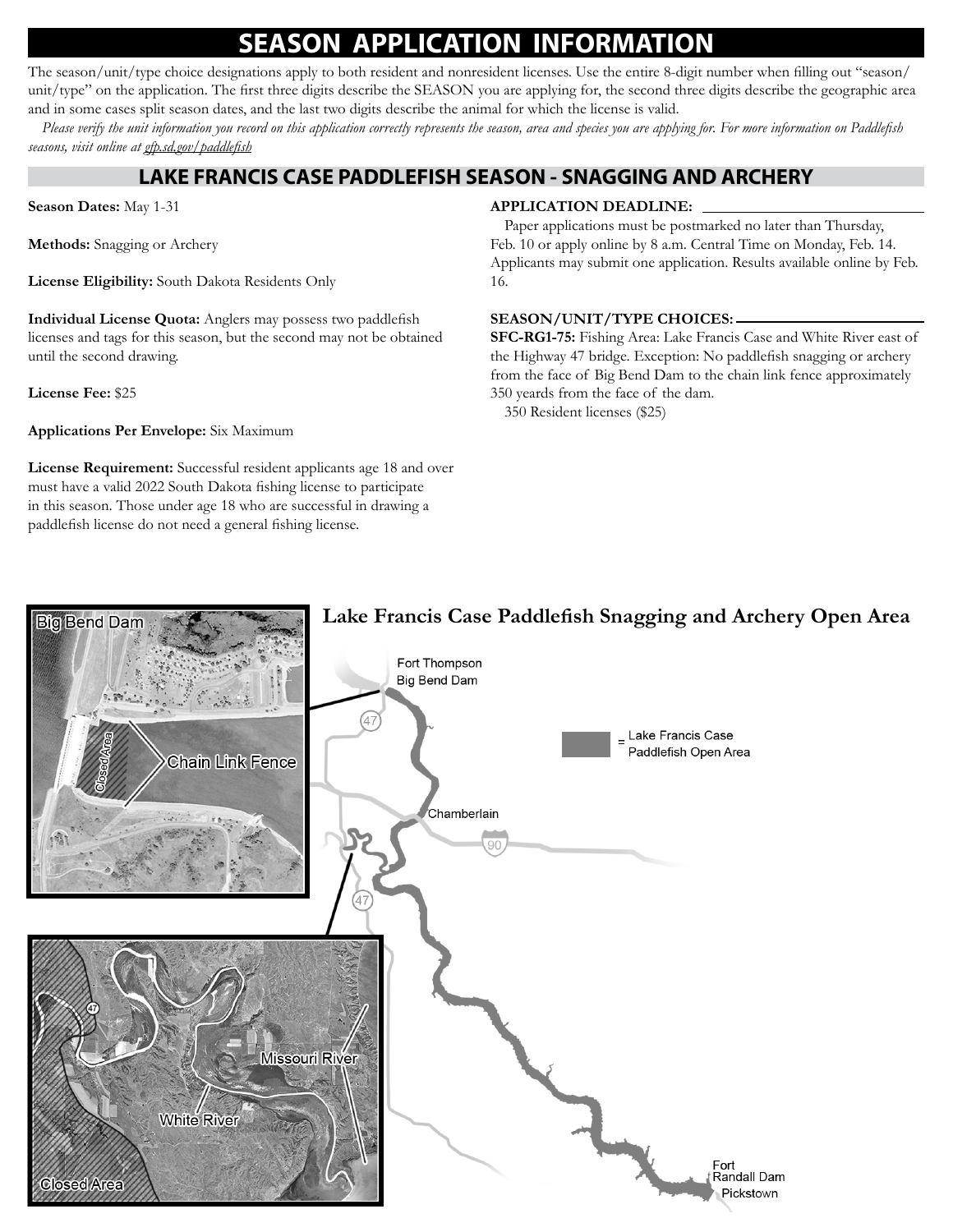# SEASON APPLICATION INFORMATION

The season/unit/type choice designations apply to both resident and nonresident licenses. Use the entire 8-digit number when filling out "season/unit/type" on the application. The first three digits describe the SEASON you are applying for, the second three digits describe the geographic area and in some cases split season dates, and the last two digits describe the animal for which the license is valid.

*Please verify the unit information you record on this application correctly represents the season, area and species you are applying for. For more information on Paddlefish seasons, visit online at gfp.sd.gov/paddlefish*

## LAKE FRANCIS CASE PADDLEFISH SEASON - SNAGGING AND ARCHERY

**Season Dates:** May 1-31

**Methods:** Snagging or Archery

**License Eligibility:** South Dakota Residents Only

**Individual License Quota:** Anglers may possess two paddlefish licenses and tags for this season, but the second may not be obtained until the second drawing.

**License Fee:** $25

**Applications Per Envelope:** Six Maximum

**License Requirement:** Successful resident applicants age 18 and over must have a valid 2022 South Dakota fishing license to participate in this season. Those under age 18 who are successful in drawing a paddlefish license do not need a general fishing license.

**APPLICATION DEADLINE:**

Paper applications must be postmarked no later than Thursday, Feb. 10 or apply online by 8 a.m. Central Time on Monday, Feb. 14. Applicants may submit one application. Results available online by Feb. 16.

**SEASON/UNIT/TYPE CHOICES:**

**SFC-RG1-75:** Fishing Area: Lake Francis Case and White River east of the Highway 47 bridge. Exception: No paddlefish snagging or archery from the face of Big Bend Dam to the chain link fence approximately 350 yeards from the face of the dam.

350 Resident licenses ($25)

**Lake Francis Case Paddlefish Snagging and Archery Open Area**

Big Bend Dam | Closed Area | Chain Link Fence | Fort Thompson Big Bend Dam | 47 | Chamberlain | 90 | Missouri River | White River | Closed Area | Fort Randall Dam | Pickstown

= Lake Francis Case Paddlefish Open Area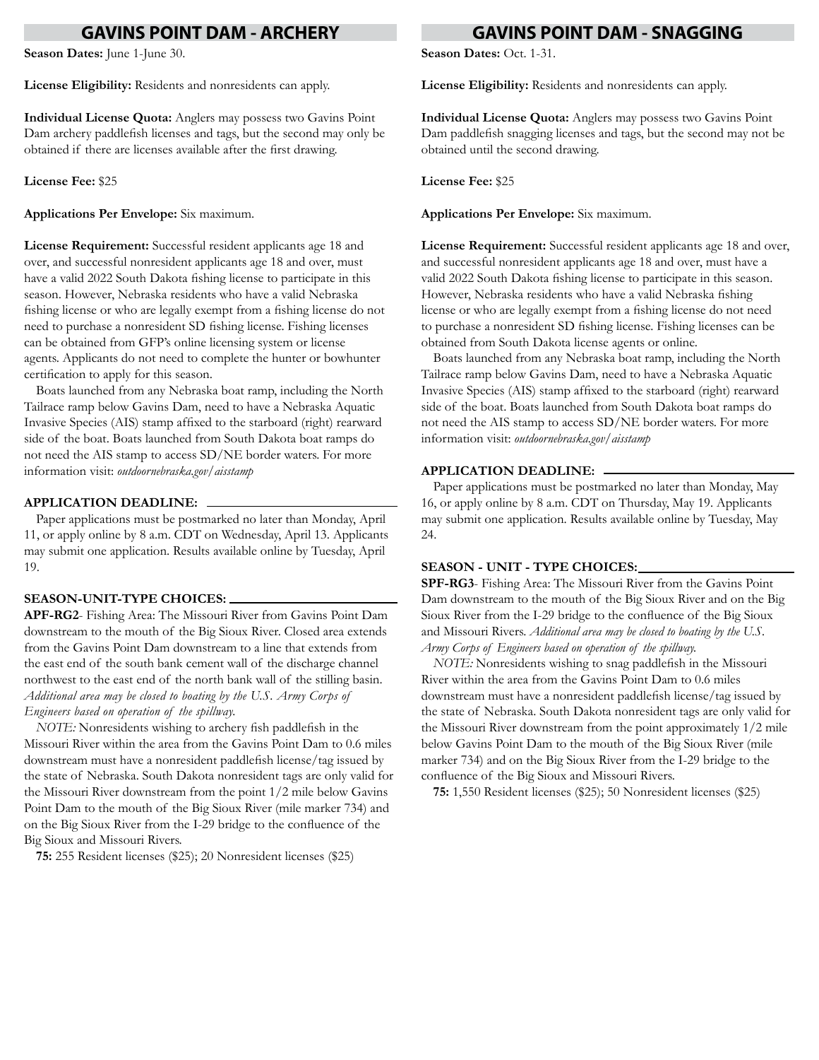## GAVINS POINT DAM - ARCHERY

**Season Dates:** June 1-June 30.

**License Eligibility:** Residents and nonresidents can apply.

**Individual License Quota:** Anglers may possess two Gavins Point Dam archery paddlefish licenses and tags, but the second may only be obtained if there are licenses available after the first drawing.

**License Fee:** $25

**Applications Per Envelope:** Six maximum.

**License Requirement:** Successful resident applicants age 18 and over, and successful nonresident applicants age 18 and over, must have a valid 2022 South Dakota fishing license to participate in this season. However, Nebraska residents who have a valid Nebraska fishing license or who are legally exempt from a fishing license do not need to purchase a nonresident SD fishing license. Fishing licenses can be obtained from GFP's online licensing system or license agents. Applicants do not need to complete the hunter or bowhunter certification to apply for this season.

Boats launched from any Nebraska boat ramp, including the North Tailrace ramp below Gavins Dam, need to have a Nebraska Aquatic Invasive Species (AIS) stamp affixed to the starboard (right) rearward side of the boat. Boats launched from South Dakota boat ramps do not need the AIS stamp to access SD/NE border waters. For more information visit: *outdoornebraska.gov/aisstamp*

### APPLICATION DEADLINE:

Paper applications must be postmarked no later than Monday, April 11, or apply online by 8 a.m. CDT on Wednesday, April 13. Applicants may submit one application. Results available online by Tuesday, April 19.

### SEASON-UNIT-TYPE CHOICES:

**APF-RG2**- Fishing Area: The Missouri River from Gavins Point Dam downstream to the mouth of the Big Sioux River. Closed area extends from the Gavins Point Dam downstream to a line that extends from the east end of the south bank cement wall of the discharge channel northwest to the east end of the north bank wall of the stilling basin. *Additional area may be closed to boating by the U.S. Army Corps of Engineers based on operation of the spillway.*

*NOTE:* Nonresidents wishing to archery fish paddlefish in the Missouri River within the area from the Gavins Point Dam to 0.6 miles downstream must have a nonresident paddlefish license/tag issued by the state of Nebraska. South Dakota nonresident tags are only valid for the Missouri River downstream from the point 1/2 mile below Gavins Point Dam to the mouth of the Big Sioux River (mile marker 734) and on the Big Sioux River from the I-29 bridge to the confluence of the Big Sioux and Missouri Rivers.

**75:** 255 Resident licenses ($25); 20 Nonresident licenses ($25)

## GAVINS POINT DAM - SNAGGING

**Season Dates:** Oct. 1-31.

**License Eligibility:** Residents and nonresidents can apply.

**Individual License Quota:** Anglers may possess two Gavins Point Dam paddlefish snagging licenses and tags, but the second may not be obtained until the second drawing.

**License Fee:** $25

**Applications Per Envelope:** Six maximum.

**License Requirement:** Successful resident applicants age 18 and over, and successful nonresident applicants age 18 and over, must have a valid 2022 South Dakota fishing license to participate in this season. However, Nebraska residents who have a valid Nebraska fishing license or who are legally exempt from a fishing license do not need to purchase a nonresident SD fishing license. Fishing licenses can be obtained from South Dakota license agents or online.

Boats launched from any Nebraska boat ramp, including the North Tailrace ramp below Gavins Dam, need to have a Nebraska Aquatic Invasive Species (AIS) stamp affixed to the starboard (right) rearward side of the boat. Boats launched from South Dakota boat ramps do not need the AIS stamp to access SD/NE border waters. For more information visit: *outdoornebraska.gov/aisstamp*

### APPLICATION DEADLINE:

Paper applications must be postmarked no later than Monday, May 16, or apply online by 8 a.m. CDT on Thursday, May 19. Applicants may submit one application. Results available online by Tuesday, May 24.

### SEASON - UNIT - TYPE CHOICES:

**SPF-RG3**- Fishing Area: The Missouri River from the Gavins Point Dam downstream to the mouth of the Big Sioux River and on the Big Sioux River from the I-29 bridge to the confluence of the Big Sioux and Missouri Rivers. *Additional area may be closed to boating by the U.S. Army Corps of Engineers based on operation of the spillway.*

*NOTE:* Nonresidents wishing to snag paddlefish in the Missouri River within the area from the Gavins Point Dam to 0.6 miles downstream must have a nonresident paddlefish license/tag issued by the state of Nebraska. South Dakota nonresident tags are only valid for the Missouri River downstream from the point approximately 1/2 mile below Gavins Point Dam to the mouth of the Big Sioux River (mile marker 734) and on the Big Sioux River from the I-29 bridge to the confluence of the Big Sioux and Missouri Rivers.

**75:** 1,550 Resident licenses ($25); 50 Nonresident licenses ($25)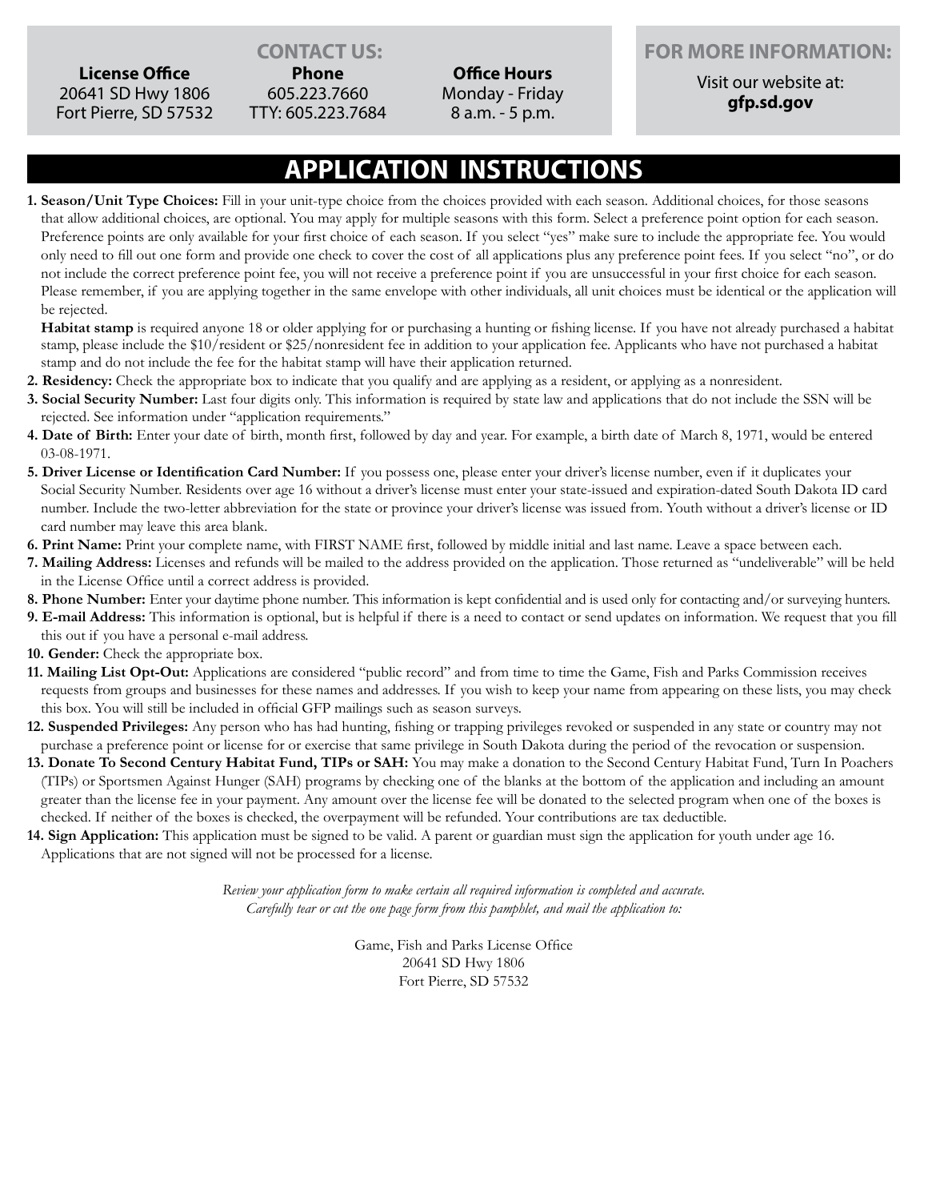## CONTACT US:

**License Office**
20641 SD Hwy 1806
Fort Pierre, SD 57532

**Phone**
605.223.7660
TTY: 605.223.7684

**Office Hours**
Monday - Friday
8 a.m. - 5 p.m.

## FOR MORE INFORMATION:

Visit our website at:
**gfp.sd.gov**

# APPLICATION INSTRUCTIONS

1. **Season/Unit Type Choices:** Fill in your unit-type choice from the choices provided with each season. Additional choices, for those seasons that allow additional choices, are optional. You may apply for multiple seasons with this form. Select a preference point option for each season. Preference points are only available for your first choice of each season. If you select "yes" make sure to include the appropriate fee. You would only need to fill out one form and provide one check to cover the cost of all applications plus any preference point fees. If you select "no", or do not include the correct preference point fee, you will not receive a preference point if you are unsuccessful in your first choice for each season. Please remember, if you are applying together in the same envelope with other individuals, all unit choices must be identical or the application will be rejected.

   **Habitat stamp** is required anyone 18 or older applying for or purchasing a hunting or fishing license. If you have not already purchased a habitat stamp, please include the $10/resident or $25/nonresident fee in addition to your application fee. Applicants who have not purchased a habitat stamp and do not include the fee for the habitat stamp will have their application returned.
2. **Residency:** Check the appropriate box to indicate that you qualify and are applying as a resident, or applying as a nonresident.
3. **Social Security Number:** Last four digits only. This information is required by state law and applications that do not include the SSN will be rejected. See information under "application requirements."
4. **Date of Birth:** Enter your date of birth, month first, followed by day and year. For example, a birth date of March 8, 1971, would be entered 03-08-1971.
5. **Driver License or Identification Card Number:** If you possess one, please enter your driver's license number, even if it duplicates your Social Security Number. Residents over age 16 without a driver's license must enter your state-issued and expiration-dated South Dakota ID card number. Include the two-letter abbreviation for the state or province your driver's license was issued from. Youth without a driver's license or ID card number may leave this area blank.
6. **Print Name:** Print your complete name, with FIRST NAME first, followed by middle initial and last name. Leave a space between each.
7. **Mailing Address:** Licenses and refunds will be mailed to the address provided on the application. Those returned as "undeliverable" will be held in the License Office until a correct address is provided.
8. **Phone Number:** Enter your daytime phone number. This information is kept confidential and is used only for contacting and/or surveying hunters.
9. **E-mail Address:** This information is optional, but is helpful if there is a need to contact or send updates on information. We request that you fill this out if you have a personal e-mail address.
10. **Gender:** Check the appropriate box.
11. **Mailing List Opt-Out:** Applications are considered "public record" and from time to time the Game, Fish and Parks Commission receives requests from groups and businesses for these names and addresses. If you wish to keep your name from appearing on these lists, you may check this box. You will still be included in official GFP mailings such as season surveys.
12. **Suspended Privileges:** Any person who has had hunting, fishing or trapping privileges revoked or suspended in any state or country may not purchase a preference point or license for or exercise that same privilege in South Dakota during the period of the revocation or suspension.
13. **Donate To Second Century Habitat Fund, TIPs or SAH:** You may make a donation to the Second Century Habitat Fund, Turn In Poachers (TIPs) or Sportsmen Against Hunger (SAH) programs by checking one of the blanks at the bottom of the application and including an amount greater than the license fee in your payment. Any amount over the license fee will be donated to the selected program when one of the boxes is checked. If neither of the boxes is checked, the overpayment will be refunded. Your contributions are tax deductible.
14. **Sign Application:** This application must be signed to be valid. A parent or guardian must sign the application for youth under age 16. Applications that are not signed will not be processed for a license.

*Review your application form to make certain all required information is completed and accurate.*
*Carefully tear or cut the one page form from this pamphlet, and mail the application to:*

Game, Fish and Parks License Office
20641 SD Hwy 1806
Fort Pierre, SD 57532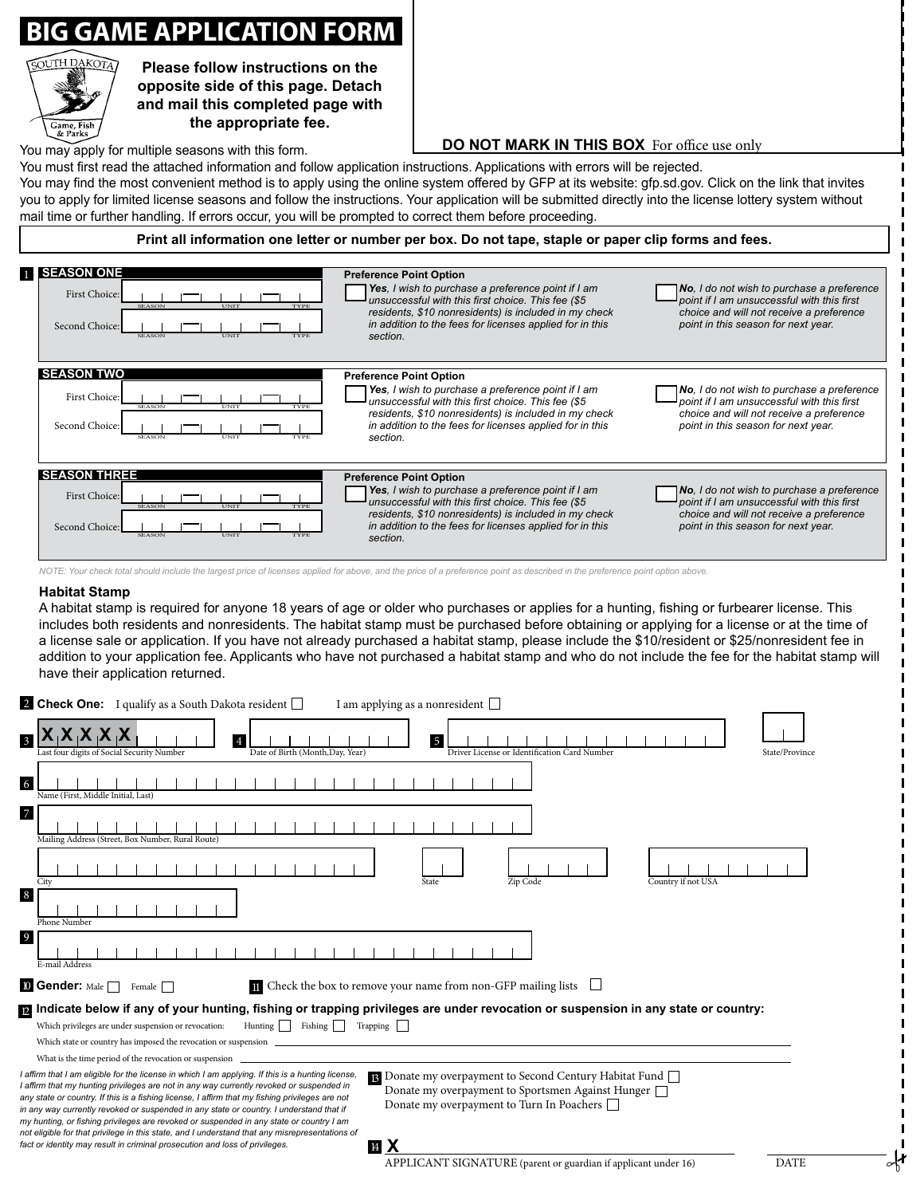# BIG GAME APPLICATION FORM

**Please follow instructions on the opposite side of this page. Detach and mail this completed page with the appropriate fee.**

**DO NOT MARK IN THIS BOX** For office use only

You may apply for multiple seasons with this form.

You must first read the attached information and follow application instructions. Applications with errors will be rejected.

You may find the most convenient method is to apply using the online system offered by GFP at its website: gfp.sd.gov. Click on the link that invites you to apply for limited license seasons and follow the instructions. Your application will be submitted directly into the license lottery system without mail time or further handling. If errors occur, you will be prompted to correct them before proceeding.

**Print all information one letter or number per box. Do not tape, staple or paper clip forms and fees.**

1 **SEASON ONE**

First Choice: SEASON UNIT TYPE

Second Choice: SEASON UNIT TYPE

**Preference Point Option**

☐ ***Yes**, I wish to purchase a preference point if I am unsuccessful with this first choice. This fee ($5 residents, $10 nonresidents) is included in my check in addition to the fees for licenses applied for in this section.*

☐ ***No**, I do not wish to purchase a preference point if I am unsuccessful with this first choice and will not receive a preference point in this season for next year.*

**SEASON TWO**

First Choice: SEASON UNIT TYPE

Second Choice: SEASON UNIT TYPE

**Preference Point Option**

☐ ***Yes**, I wish to purchase a preference point if I am unsuccessful with this first choice. This fee ($5 residents, $10 nonresidents) is included in my check in addition to the fees for licenses applied for in this section.*

☐ ***No**, I do not wish to purchase a preference point if I am unsuccessful with this first choice and will not receive a preference point in this season for next year.*

**SEASON THREE**

First Choice: SEASON UNIT TYPE

Second Choice: SEASON UNIT TYPE

**Preference Point Option**

☐ ***Yes**, I wish to purchase a preference point if I am unsuccessful with this first choice. This fee ($5 residents, $10 nonresidents) is included in my check in addition to the fees for licenses applied for in this section.*

☐ ***No**, I do not wish to purchase a preference point if I am unsuccessful with this first choice and will not receive a preference point in this season for next year.*

*NOTE: Your check total should include the largest price of licenses applied for above, and the price of a preference point as described in the preference point option above.*

### Habitat Stamp

A habitat stamp is required for anyone 18 years of age or older who purchases or applies for a hunting, fishing or furbearer license. This includes both residents and nonresidents. The habitat stamp must be purchased before obtaining or applying for a license or at the time of a license sale or application. If you have not already purchased a habitat stamp, please include the $10/resident or $25/nonresident fee in addition to your application fee. Applicants who have not purchased a habitat stamp and who do not include the fee for the habitat stamp will have their application returned.

2 **Check One:** I qualify as a South Dakota resident ☐ I am applying as a nonresident ☐

3 X X X X X Last four digits of Social Security Number

4 Date of Birth (Month,Day, Year)

5 Driver License or Identification Card Number State/Province

6 Name (First, Middle Initial, Last)

7 Mailing Address (Street, Box Number, Rural Route)

City State Zip Code Country if not USA

8 Phone Number

9 E-mail Address

10 **Gender:** Male ☐ Female ☐

11 Check the box to remove your name from non-GFP mailing lists ☐

12 **Indicate below if any of your hunting, fishing or trapping privileges are under revocation or suspension in any state or country:**

Which privileges are under suspension or revocation: Hunting ☐ Fishing ☐ Trapping ☐

Which state or country has imposed the revocation or suspension ______

What is the time period of the revocation or suspension ______

*I affirm that I am eligible for the license in which I am applying. If this is a hunting license, I affirm that my hunting privileges are not in any way currently revoked or suspended in any state or country. If this is a fishing license, I affirm that my fishing privileges are not in any way currently revoked or suspended in any state or country. I understand that if my hunting, or fishing privileges are revoked or suspended in any state or country I am not eligible for that privilege in this state, and I understand that any misrepresentations of fact or identity may result in criminal prosecution and loss of privileges.*

13 Donate my overpayment to Second Century Habitat Fund ☐

Donate my overpayment to Sportsmen Against Hunger ☐

Donate my overpayment to Turn In Poachers ☐

14 **X** ______

APPLICANT SIGNATURE (parent or guardian if applicant under 16) DATE